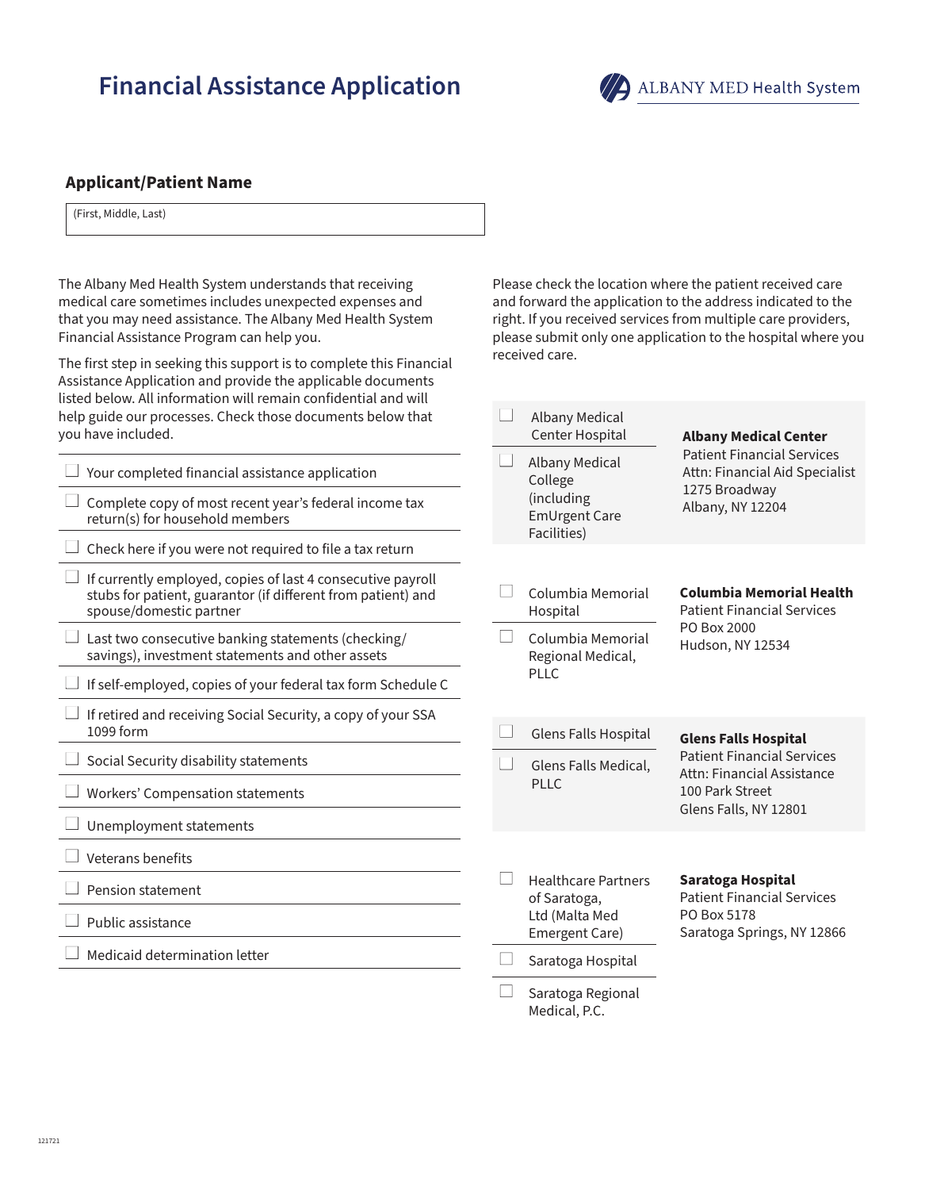# Financial Assistance Application

ALBANY MED Health System

**Applicant/Patient Name**

(First, Middle, Last)

The Albany Med Health System understands that receiving medical care sometimes includes unexpected expenses and that you may need assistance. The Albany Med Health System Financial Assistance Program can help you.

The first step in seeking this support is to complete this Financial Assistance Application and provide the applicable documents listed below. All information will remain confidential and will help guide our processes. Check those documents below that you have included.

- ☐ Your completed financial assistance application
- ☐ Complete copy of most recent year's federal income tax return(s) for household members
- ☐ Check here if you were not required to file a tax return
- ☐ If currently employed, copies of last 4 consecutive payroll stubs for patient, guarantor (if different from patient) and spouse/domestic partner
- ☐ Last two consecutive banking statements (checking/savings), investment statements and other assets
- ☐ If self-employed, copies of your federal tax form Schedule C
- ☐ If retired and receiving Social Security, a copy of your SSA 1099 form
- ☐ Social Security disability statements
- ☐ Workers' Compensation statements
- ☐ Unemployment statements
- ☐ Veterans benefits
- ☐ Pension statement
- ☐ Public assistance
- ☐ Medicaid determination letter

Please check the location where the patient received care and forward the application to the address indicated to the right. If you received services from multiple care providers, please submit only one application to the hospital where you received care.

| Location | Address |
|---|---|
| ☐ Albany Medical Center Hospital<br>☐ Albany Medical College (including EmUrgent Care Facilities) | **Albany Medical Center**<br>Patient Financial Services<br>Attn: Financial Aid Specialist<br>1275 Broadway<br>Albany, NY 12204 |
| ☐ Columbia Memorial Hospital<br>☐ Columbia Memorial Regional Medical, PLLC | **Columbia Memorial Health**<br>Patient Financial Services<br>PO Box 2000<br>Hudson, NY 12534 |
| ☐ Glens Falls Hospital<br>☐ Glens Falls Medical, PLLC | **Glens Falls Hospital**<br>Patient Financial Services<br>Attn: Financial Assistance<br>100 Park Street<br>Glens Falls, NY 12801 |
| ☐ Healthcare Partners of Saratoga, Ltd (Malta Med Emergent Care)<br>☐ Saratoga Hospital<br>☐ Saratoga Regional Medical, P.C. | **Saratoga Hospital**<br>Patient Financial Services<br>PO Box 5178<br>Saratoga Springs, NY 12866 |

121721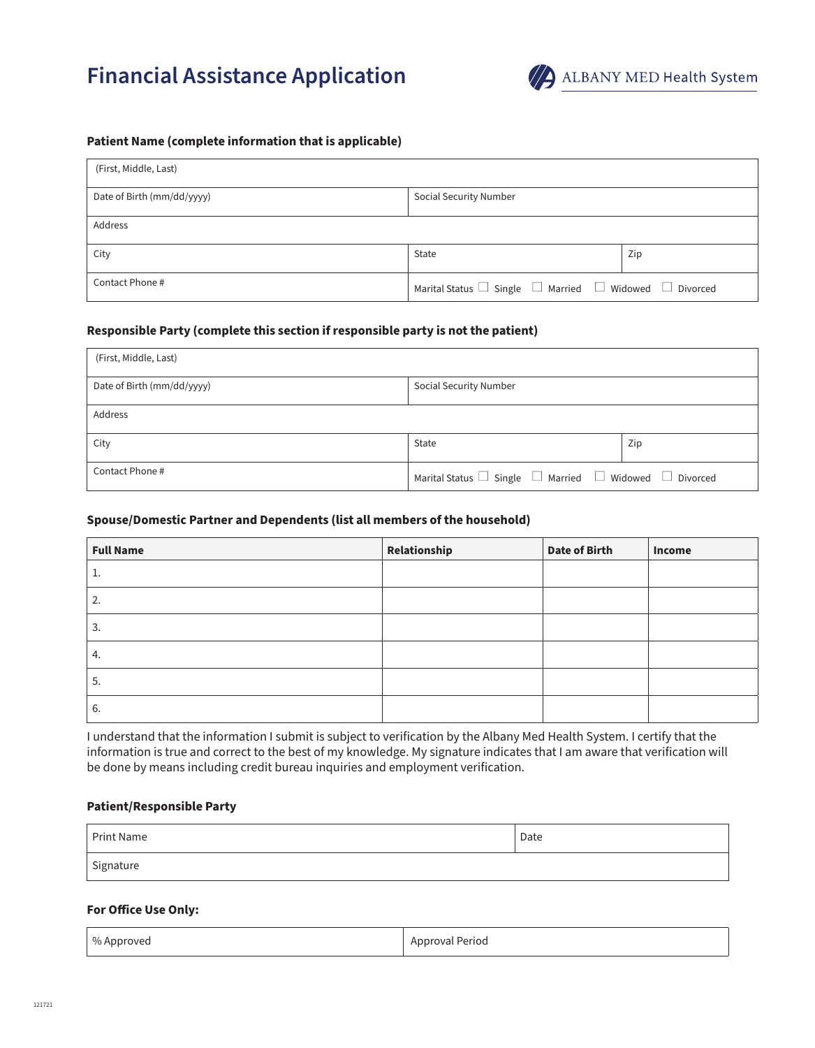# Financial Assistance Application

ALBANY MED Health System

### Patient Name (complete information that is applicable)

| | | |
|---|---|---|
| (First, Middle, Last) | | |
| Date of Birth (mm/dd/yyyy) | Social Security Number | |
| Address | | |
| City | State | Zip |
| Contact Phone # | Marital Status ☐ Single ☐ Married ☐ Widowed ☐ Divorced | |

### Responsible Party (complete this section if responsible party is not the patient)

| | | |
|---|---|---|
| (First, Middle, Last) | | |
| Date of Birth (mm/dd/yyyy) | Social Security Number | |
| Address | | |
| City | State | Zip |
| Contact Phone # | Marital Status ☐ Single ☐ Married ☐ Widowed ☐ Divorced | |

### Spouse/Domestic Partner and Dependents (list all members of the household)

| Full Name | Relationship | Date of Birth | Income |
|---|---|---|---|
| 1. | | | |
| 2. | | | |
| 3. | | | |
| 4. | | | |
| 5. | | | |
| 6. | | | |

I understand that the information I submit is subject to verification by the Albany Med Health System. I certify that the information is true and correct to the best of my knowledge. My signature indicates that I am aware that verification will be done by means including credit bureau inquiries and employment verification.

### Patient/Responsible Party

| | |
|---|---|
| Print Name | Date |
| Signature | |

### For Office Use Only:

| | |
|---|---|
| % Approved | Approval Period |

121721